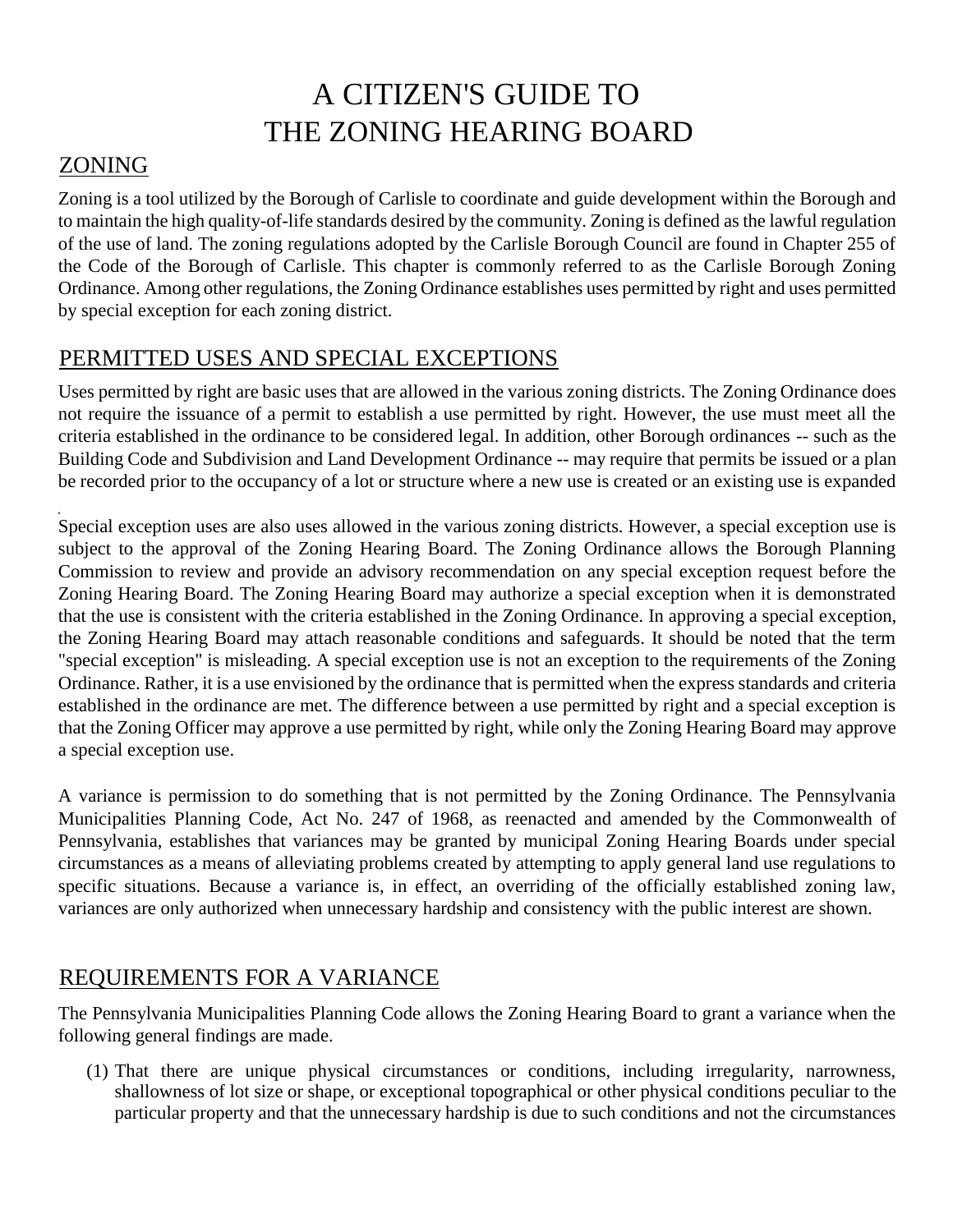# A CITIZEN'S GUIDE TO THE ZONING HEARING BOARD

## ZONING

Zoning is a tool utilized by the Borough of Carlisle to coordinate and guide development within the Borough and to maintain the high quality-of-life standards desired by the community. Zoning is defined as the lawful regulation of the use of land. The zoning regulations adopted by the Carlisle Borough Council are found in Chapter 255 of the Code of the Borough of Carlisle. This chapter is commonly referred to as the Carlisle Borough Zoning Ordinance. Among other regulations, the Zoning Ordinance establishes uses permitted by right and uses permitted by special exception for each zoning district.

## PERMITTED USES AND SPECIAL EXCEPTIONS

Uses permitted by right are basic uses that are allowed in the various zoning districts. The Zoning Ordinance does not require the issuance of a permit to establish a use permitted by right. However, the use must meet all the criteria established in the ordinance to be considered legal. In addition, other Borough ordinances -- such as the Building Code and Subdivision and Land Development Ordinance -- may require that permits be issued or a plan be recorded prior to the occupancy of a lot or structure where a new use is created or an existing use is expanded

.
Special exception uses are also uses allowed in the various zoning districts. However, a special exception use is subject to the approval of the Zoning Hearing Board. The Zoning Ordinance allows the Borough Planning Commission to review and provide an advisory recommendation on any special exception request before the Zoning Hearing Board. The Zoning Hearing Board may authorize a special exception when it is demonstrated that the use is consistent with the criteria established in the Zoning Ordinance. In approving a special exception, the Zoning Hearing Board may attach reasonable conditions and safeguards. It should be noted that the term "special exception" is misleading. A special exception use is not an exception to the requirements of the Zoning Ordinance. Rather, it is a use envisioned by the ordinance that is permitted when the express standards and criteria established in the ordinance are met. The difference between a use permitted by right and a special exception is that the Zoning Officer may approve a use permitted by right, while only the Zoning Hearing Board may approve a special exception use.

A variance is permission to do something that is not permitted by the Zoning Ordinance. The Pennsylvania Municipalities Planning Code, Act No. 247 of 1968, as reenacted and amended by the Commonwealth of Pennsylvania, establishes that variances may be granted by municipal Zoning Hearing Boards under special circumstances as a means of alleviating problems created by attempting to apply general land use regulations to specific situations. Because a variance is, in effect, an overriding of the officially established zoning law, variances are only authorized when unnecessary hardship and consistency with the public interest are shown.

## REQUIREMENTS FOR A VARIANCE

The Pennsylvania Municipalities Planning Code allows the Zoning Hearing Board to grant a variance when the following general findings are made.

(1) That there are unique physical circumstances or conditions, including irregularity, narrowness, shallowness of lot size or shape, or exceptional topographical or other physical conditions peculiar to the particular property and that the unnecessary hardship is due to such conditions and not the circumstances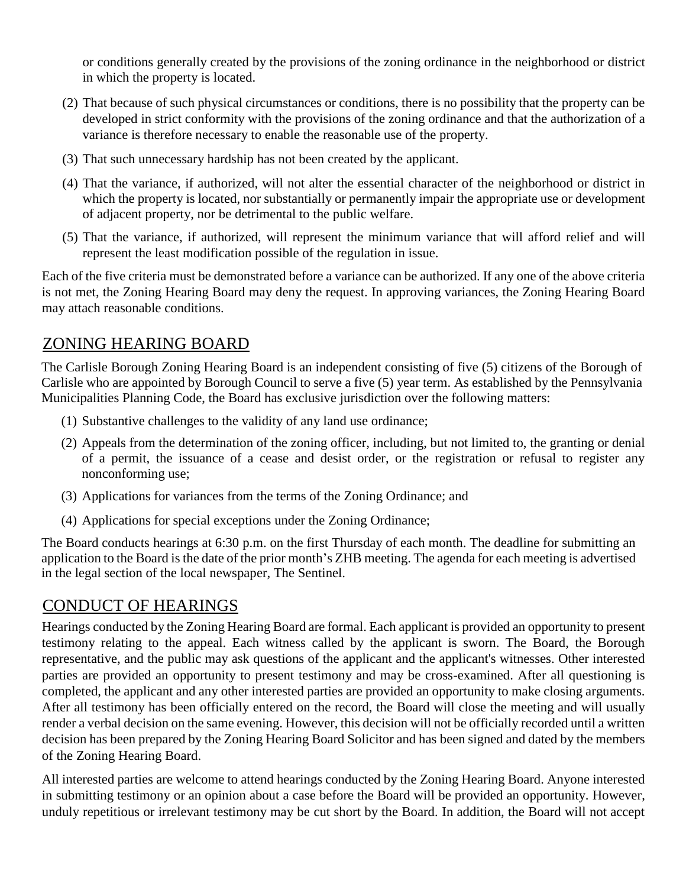or conditions generally created by the provisions of the zoning ordinance in the neighborhood or district in which the property is located.

(2) That because of such physical circumstances or conditions, there is no possibility that the property can be developed in strict conformity with the provisions of the zoning ordinance and that the authorization of a variance is therefore necessary to enable the reasonable use of the property.

(3) That such unnecessary hardship has not been created by the applicant.

(4) That the variance, if authorized, will not alter the essential character of the neighborhood or district in which the property is located, nor substantially or permanently impair the appropriate use or development of adjacent property, nor be detrimental to the public welfare.

(5) That the variance, if authorized, will represent the minimum variance that will afford relief and will represent the least modification possible of the regulation in issue.

Each of the five criteria must be demonstrated before a variance can be authorized. If any one of the above criteria is not met, the Zoning Hearing Board may deny the request. In approving variances, the Zoning Hearing Board may attach reasonable conditions.

## ZONING HEARING BOARD

The Carlisle Borough Zoning Hearing Board is an independent consisting of five (5) citizens of the Borough of Carlisle who are appointed by Borough Council to serve a five (5) year term. As established by the Pennsylvania Municipalities Planning Code, the Board has exclusive jurisdiction over the following matters:

(1) Substantive challenges to the validity of any land use ordinance;

(2) Appeals from the determination of the zoning officer, including, but not limited to, the granting or denial of a permit, the issuance of a cease and desist order, or the registration or refusal to register any nonconforming use;

(3) Applications for variances from the terms of the Zoning Ordinance; and

(4) Applications for special exceptions under the Zoning Ordinance;

The Board conducts hearings at 6:30 p.m. on the first Thursday of each month. The deadline for submitting an application to the Board is the date of the prior month's ZHB meeting. The agenda for each meeting is advertised in the legal section of the local newspaper, The Sentinel.

## CONDUCT OF HEARINGS

Hearings conducted by the Zoning Hearing Board are formal. Each applicant is provided an opportunity to present testimony relating to the appeal. Each witness called by the applicant is sworn. The Board, the Borough representative, and the public may ask questions of the applicant and the applicant's witnesses. Other interested parties are provided an opportunity to present testimony and may be cross-examined. After all questioning is completed, the applicant and any other interested parties are provided an opportunity to make closing arguments. After all testimony has been officially entered on the record, the Board will close the meeting and will usually render a verbal decision on the same evening. However, this decision will not be officially recorded until a written decision has been prepared by the Zoning Hearing Board Solicitor and has been signed and dated by the members of the Zoning Hearing Board.

All interested parties are welcome to attend hearings conducted by the Zoning Hearing Board. Anyone interested in submitting testimony or an opinion about a case before the Board will be provided an opportunity. However, unduly repetitious or irrelevant testimony may be cut short by the Board. In addition, the Board will not accept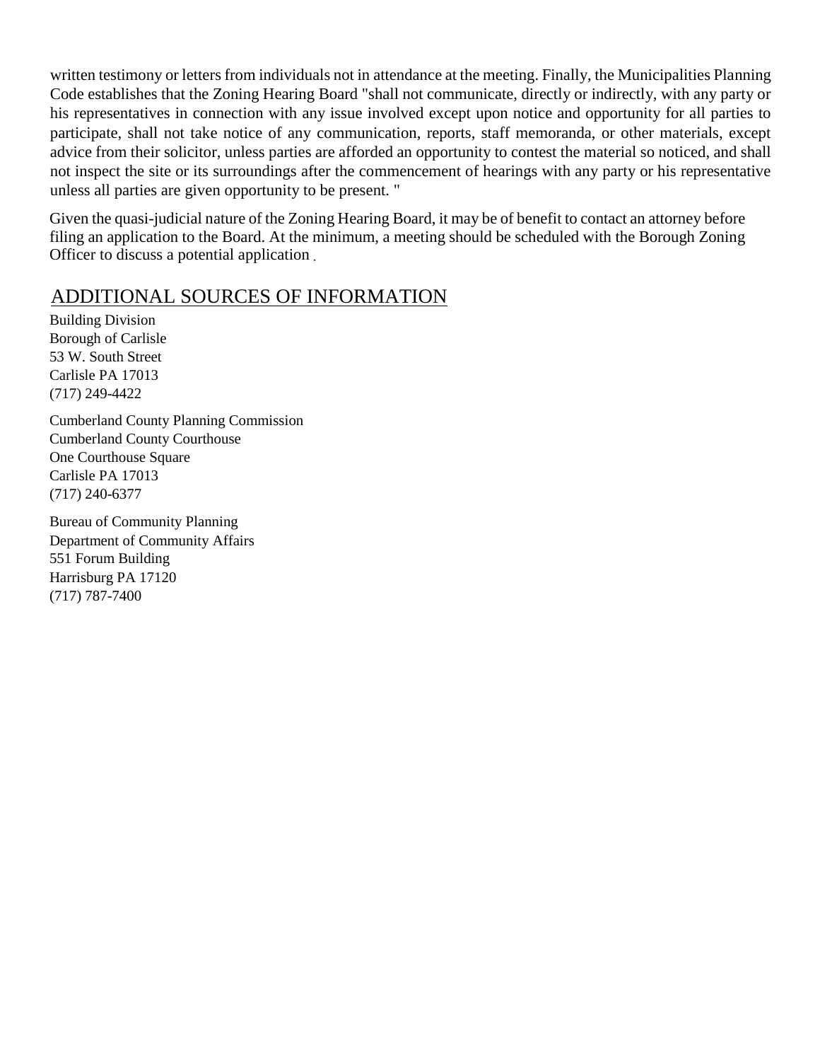written testimony or letters from individuals not in attendance at the meeting. Finally, the Municipalities Planning Code establishes that the Zoning Hearing Board "shall not communicate, directly or indirectly, with any party or his representatives in connection with any issue involved except upon notice and opportunity for all parties to participate, shall not take notice of any communication, reports, staff memoranda, or other materials, except advice from their solicitor, unless parties are afforded an opportunity to contest the material so noticed, and shall not inspect the site or its surroundings after the commencement of hearings with any party or his representative unless all parties are given opportunity to be present. "

Given the quasi-judicial nature of the Zoning Hearing Board, it may be of benefit to contact an attorney before filing an application to the Board. At the minimum, a meeting should be scheduled with the Borough Zoning Officer to discuss a potential application .

## ADDITIONAL SOURCES OF INFORMATION

Building Division
Borough of Carlisle
53 W. South Street
Carlisle PA 17013
(717) 249-4422

Cumberland County Planning Commission
Cumberland County Courthouse
One Courthouse Square
Carlisle PA 17013
(717) 240-6377

Bureau of Community Planning
Department of Community Affairs
551 Forum Building
Harrisburg PA 17120
(717) 787-7400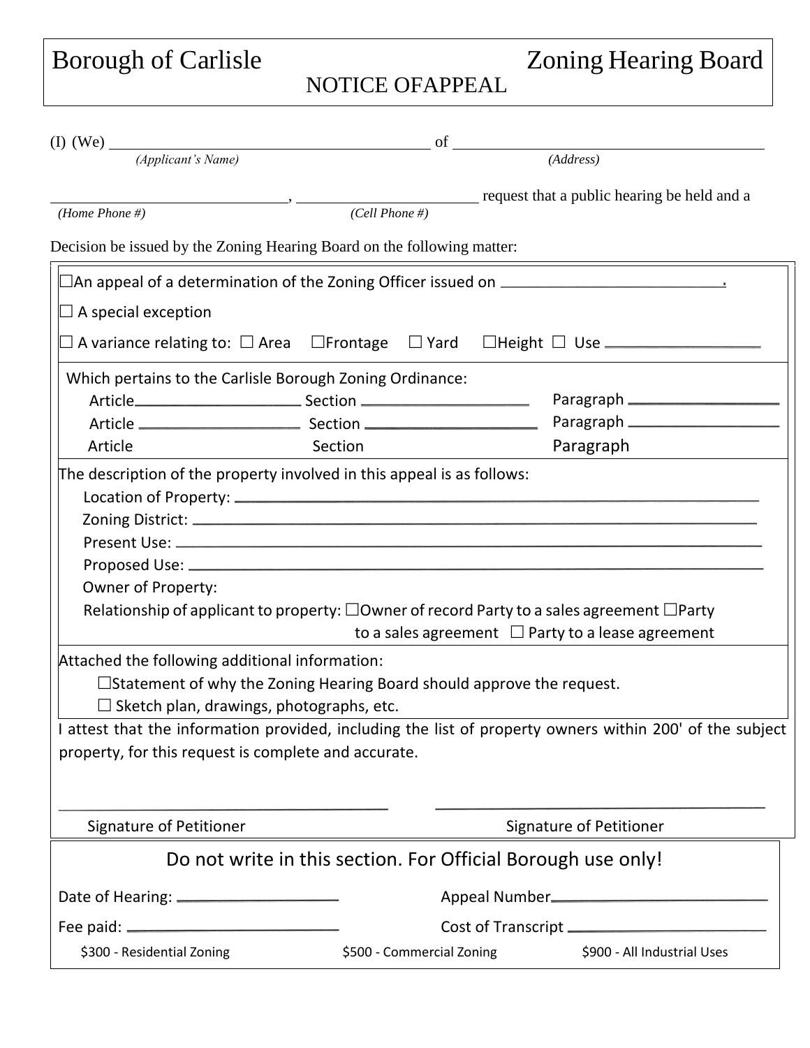# Borough of Carlisle — Zoning Hearing Board

## NOTICE OFAPPEAL

(I) (We) ________________________________ of ________________________________
*(Applicant's Name)* *(Address)*

________________________, ____________________ request that a public hearing be held and a
*(Home Phone #)* *(Cell Phone #)*

Decision be issued by the Zoning Hearing Board on the following matter:

☐An appeal of a determination of the Zoning Officer issued on ________________________.

☐ A special exception

☐ A variance relating to: ☐ Area ☐Frontage ☐ Yard ☐Height ☐ Use ________________

Which pertains to the Carlisle Borough Zoning Ordinance:

Article________________ Section ________________ Paragraph ________________

Article ________________ Section ________________ Paragraph ________________

Article Section Paragraph

The description of the property involved in this appeal is as follows:

Location of Property: ____________________________________________

Zoning District: ____________________________________________

Present Use: ____________________________________________

Proposed Use: ____________________________________________

Owner of Property:

Relationship of applicant to property: ☐Owner of record Party to a sales agreement ☐Party to a sales agreement ☐ Party to a lease agreement

Attached the following additional information:

☐Statement of why the Zoning Hearing Board should approve the request.

☐ Sketch plan, drawings, photographs, etc.

I attest that the information provided, including the list of property owners within 200' of the subject property, for this request is complete and accurate.

________________________________ ________________________________

Signature of Petitioner Signature of Petitioner

---

**Do not write in this section. For Official Borough use only!**

Date of Hearing: ________________ Appeal Number________________

Fee paid: ________________ Cost of Transcript ________________

$300 - Residential Zoning $500 - Commercial Zoning $900 - All Industrial Uses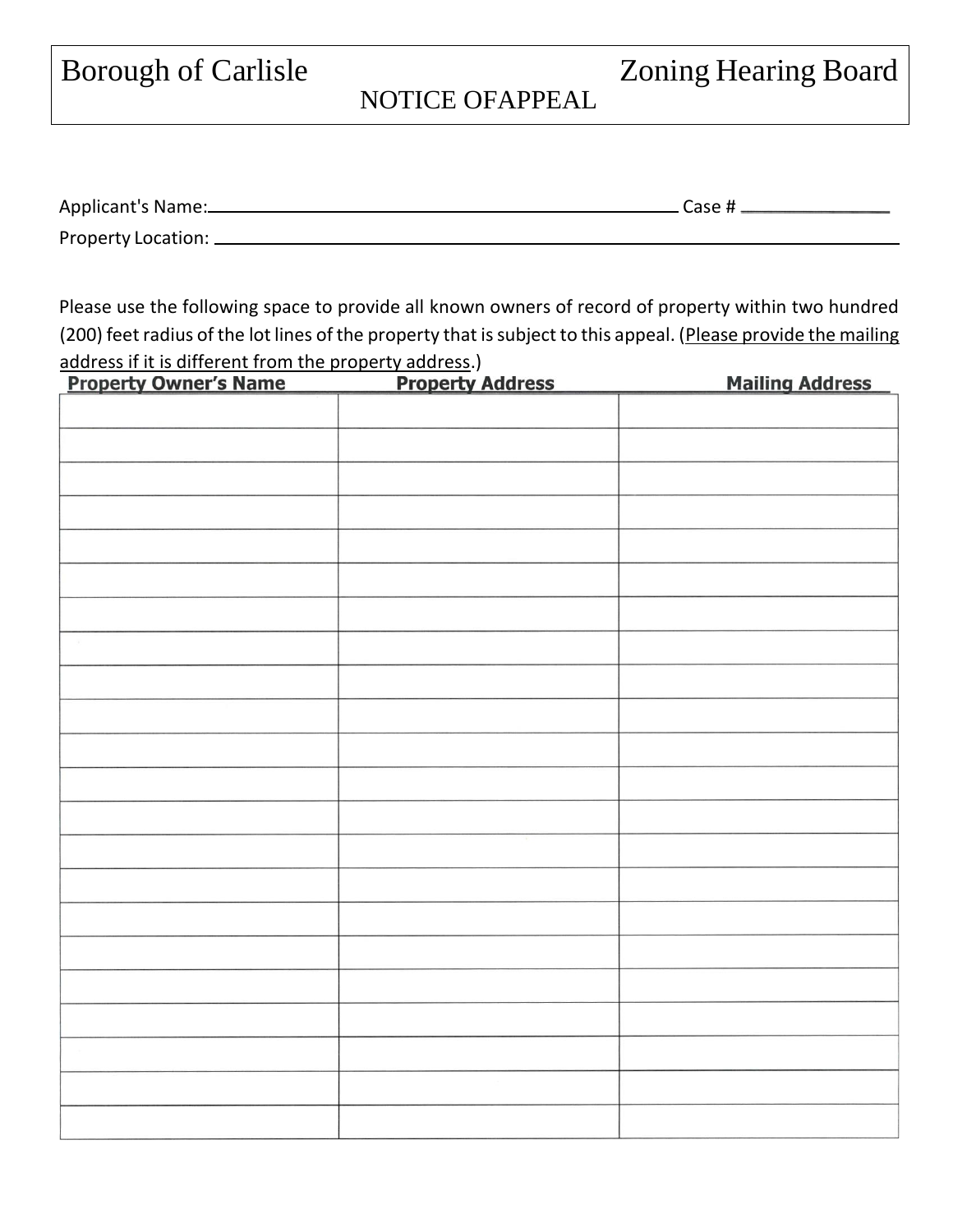Borough of Carlisle Zoning Hearing Board

# NOTICE OFAPPEAL

Applicant's Name:\_\_\_\_\_\_\_\_\_\_\_\_\_\_\_\_\_\_\_\_\_\_\_\_\_\_\_\_\_\_\_\_\_\_\_\_\_\_\_\_ Case # \_\_\_\_\_\_\_\_\_\_\_\_

Property Location: \_\_\_\_\_\_\_\_\_\_\_\_\_\_\_\_\_\_\_\_\_\_\_\_\_\_\_\_\_\_\_\_\_\_\_\_\_\_\_\_\_\_\_\_\_\_\_\_\_\_\_\_\_\_\_\_

Please use the following space to provide all known owners of record of property within two hundred (200) feet radius of the lot lines of the property that is subject to this appeal. (<u>Please provide the mailing address if it is different from the property address</u>.)

| Property Owner's Name | Property Address | Mailing Address |
|---|---|---|
| | | |
| | | |
| | | |
| | | |
| | | |
| | | |
| | | |
| | | |
| | | |
| | | |
| | | |
| | | |
| | | |
| | | |
| | | |
| | | |
| | | |
| | | |
| | | |
| | | |
| | | |
| | | |